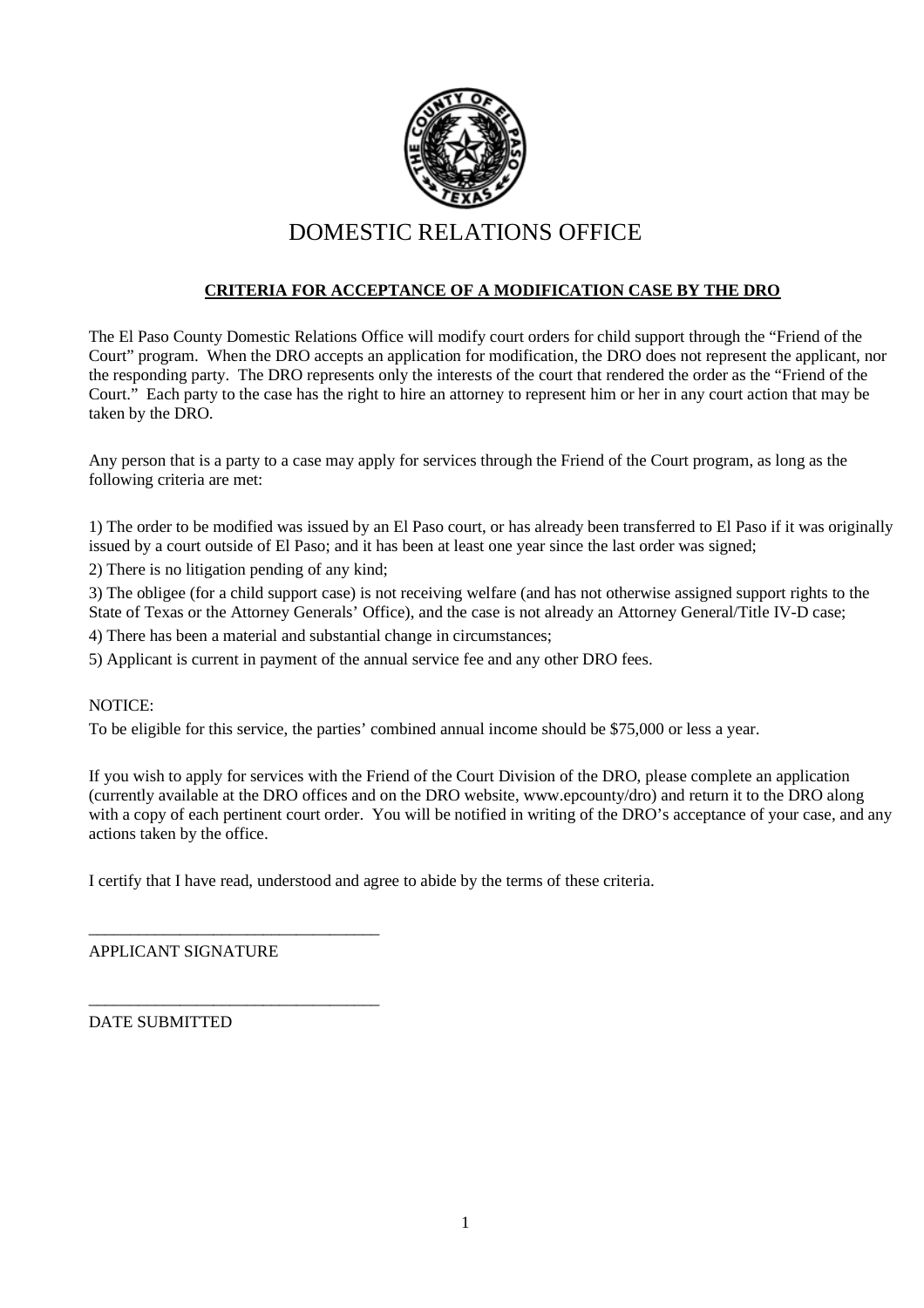# DOMESTIC RELATIONS OFFICE

**CRITERIA FOR ACCEPTANCE OF A MODIFICATION CASE BY THE DRO**

The El Paso County Domestic Relations Office will modify court orders for child support through the "Friend of the Court" program. When the DRO accepts an application for modification, the DRO does not represent the applicant, nor the responding party. The DRO represents only the interests of the court that rendered the order as the "Friend of the Court." Each party to the case has the right to hire an attorney to represent him or her in any court action that may be taken by the DRO.

Any person that is a party to a case may apply for services through the Friend of the Court program, as long as the following criteria are met:

1) The order to be modified was issued by an El Paso court, or has already been transferred to El Paso if it was originally issued by a court outside of El Paso; and it has been at least one year since the last order was signed;

2) There is no litigation pending of any kind;

3) The obligee (for a child support case) is not receiving welfare (and has not otherwise assigned support rights to the State of Texas or the Attorney Generals' Office), and the case is not already an Attorney General/Title IV-D case;

4) There has been a material and substantial change in circumstances;

5) Applicant is current in payment of the annual service fee and any other DRO fees.

NOTICE:

To be eligible for this service, the parties' combined annual income should be $75,000 or less a year.

If you wish to apply for services with the Friend of the Court Division of the DRO, please complete an application (currently available at the DRO offices and on the DRO website, www.epcounty/dro) and return it to the DRO along with a copy of each pertinent court order. You will be notified in writing of the DRO's acceptance of your case, and any actions taken by the office.

I certify that I have read, understood and agree to abide by the terms of these criteria.

___________________________________
APPLICANT SIGNATURE

___________________________________
DATE SUBMITTED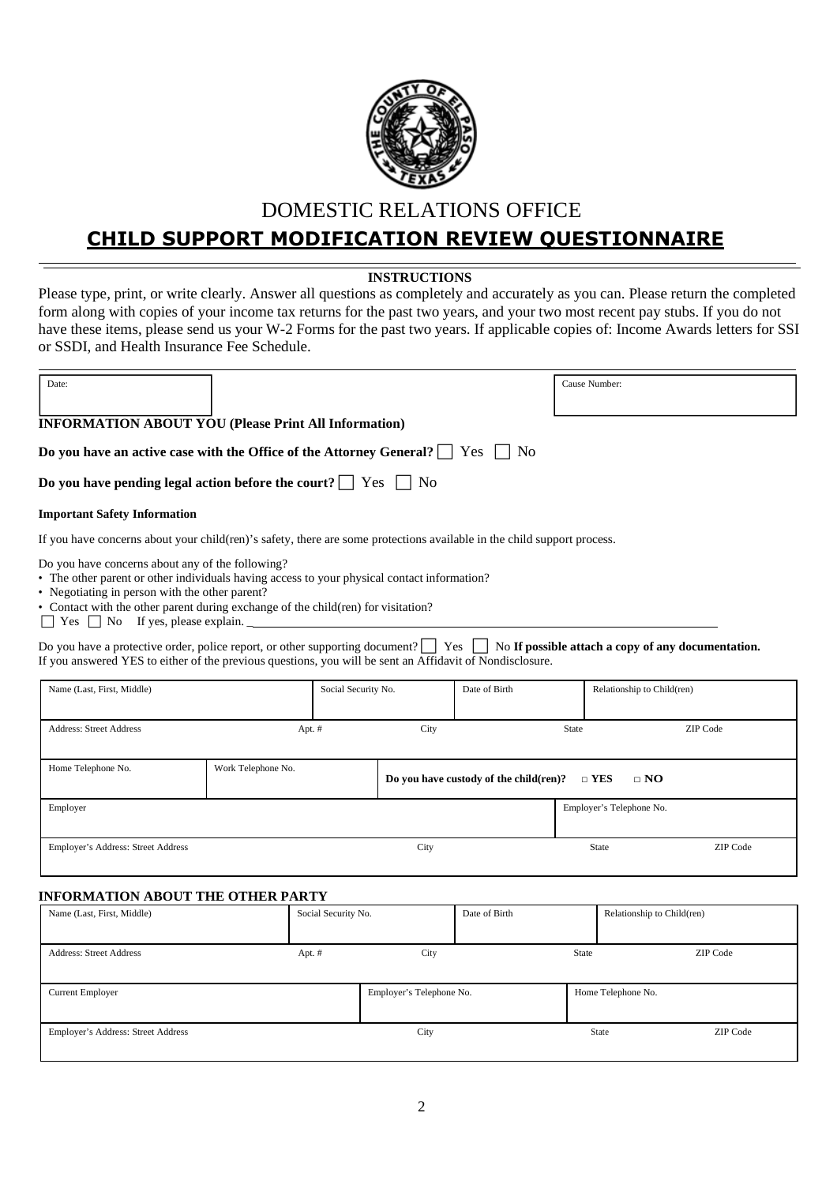# DOMESTIC RELATIONS OFFICE

## CHILD SUPPORT MODIFICATION REVIEW QUESTIONNAIRE

**INSTRUCTIONS**

Please type, print, or write clearly. Answer all questions as completely and accurately as you can. Please return the completed form along with copies of your income tax returns for the past two years, and your two most recent pay stubs. If you do not have these items, please send us your W-2 Forms for the past two years. If applicable copies of: Income Awards letters for SSI or SSDI, and Health Insurance Fee Schedule.

| Date: | Cause Number: |
|---|---|
| | |

### INFORMATION ABOUT YOU (Please Print All Information)

**Do you have an active case with the Office of the Attorney General?** ☐ Yes ☐ No

**Do you have pending legal action before the court?** ☐ Yes ☐ No

**Important Safety Information**

If you have concerns about your child(ren)'s safety, there are some protections available in the child support process.

Do you have concerns about any of the following?

- The other parent or other individuals having access to your physical contact information?
- Negotiating in person with the other parent?
- Contact with the other parent during exchange of the child(ren) for visitation?

☐ Yes ☐ No If yes, please explain. ______________________________

Do you have a protective order, police report, or other supporting document? ☐ Yes ☐ No **If possible attach a copy of any documentation.**
If you answered YES to either of the previous questions, you will be sent an Affidavit of Nondisclosure.

| Name (Last, First, Middle) | | Social Security No. | Date of Birth | Relationship to Child(ren) | |
|---|---|---|---|---|---|
| **Address: Street Address** | **Apt. #** | **City** | | **State** | **ZIP Code** |
| | | | | | |
| **Home Telephone No.** | **Work Telephone No.** | **Do you have custody of the child(ren)? □ YES □ NO** | | | |
| | | | | | |
| **Employer** | | | | **Employer's Telephone No.** | |
| | | | | | |
| **Employer's Address: Street Address** | | **City** | | **State** | **ZIP Code** |
| | | | | | |

### INFORMATION ABOUT THE OTHER PARTY

| Name (Last, First, Middle) | Social Security No. | | Date of Birth | Relationship to Child(ren) | |
|---|---|---|---|---|---|
| **Address: Street Address** | **Apt. #** | **City** | | **State** | **ZIP Code** |
| | | | | | |
| **Current Employer** | | **Employer's Telephone No.** | | **Home Telephone No.** | |
| | | | | | |
| **Employer's Address: Street Address** | | **City** | | **State** | **ZIP Code** |
| | | | | | |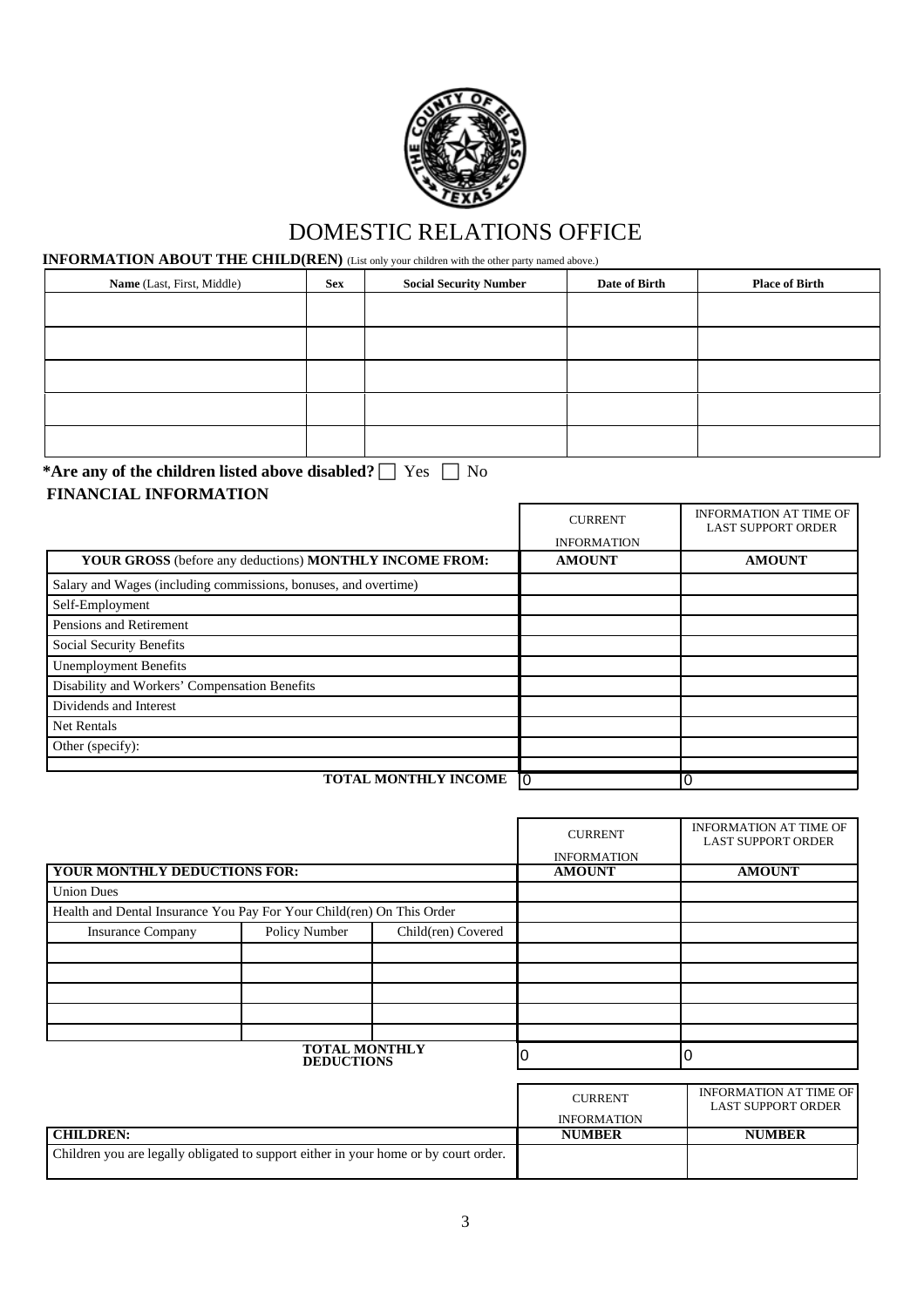# DOMESTIC RELATIONS OFFICE

**INFORMATION ABOUT THE CHILD(REN)** (List only your children with the other party named above.)

| Name (Last, First, Middle) | Sex | Social Security Number | Date of Birth | Place of Birth |
|---|---|---|---|---|
| | | | | |
| | | | | |
| | | | | |
| | | | | |
| | | | | |

***Are any of the children listed above disabled?** ☐ Yes ☐ No

**FINANCIAL INFORMATION**

| | CURRENT INFORMATION | INFORMATION AT TIME OF LAST SUPPORT ORDER |
|---|---|---|
| **YOUR GROSS** (before any deductions) **MONTHLY INCOME FROM:** | **AMOUNT** | **AMOUNT** |
| Salary and Wages (including commissions, bonuses, and overtime) | | |
| Self-Employment | | |
| Pensions and Retirement | | |
| Social Security Benefits | | |
| Unemployment Benefits | | |
| Disability and Workers' Compensation Benefits | | |
| Dividends and Interest | | |
| Net Rentals | | |
| Other (specify): | | |
| | | |
| **TOTAL MONTHLY INCOME** | 0 | 0 |

| | | | CURRENT INFORMATION | INFORMATION AT TIME OF LAST SUPPORT ORDER |
|---|---|---|---|---|
| **YOUR MONTHLY DEDUCTIONS FOR:** | | | **AMOUNT** | **AMOUNT** |
| Union Dues | | | | |
| Health and Dental Insurance You Pay For Your Child(ren) On This Order | | | | |
| Insurance Company | Policy Number | Child(ren) Covered | | |
| | | | | |
| | | | | |
| | | | | |
| | | | | |
| | | | | |
| | **TOTAL MONTHLY DEDUCTIONS** | | 0 | 0 |

| | CURRENT INFORMATION | INFORMATION AT TIME OF LAST SUPPORT ORDER |
|---|---|---|
| **CHILDREN:** | **NUMBER** | **NUMBER** |
| Children you are legally obligated to support either in your home or by court order. | | |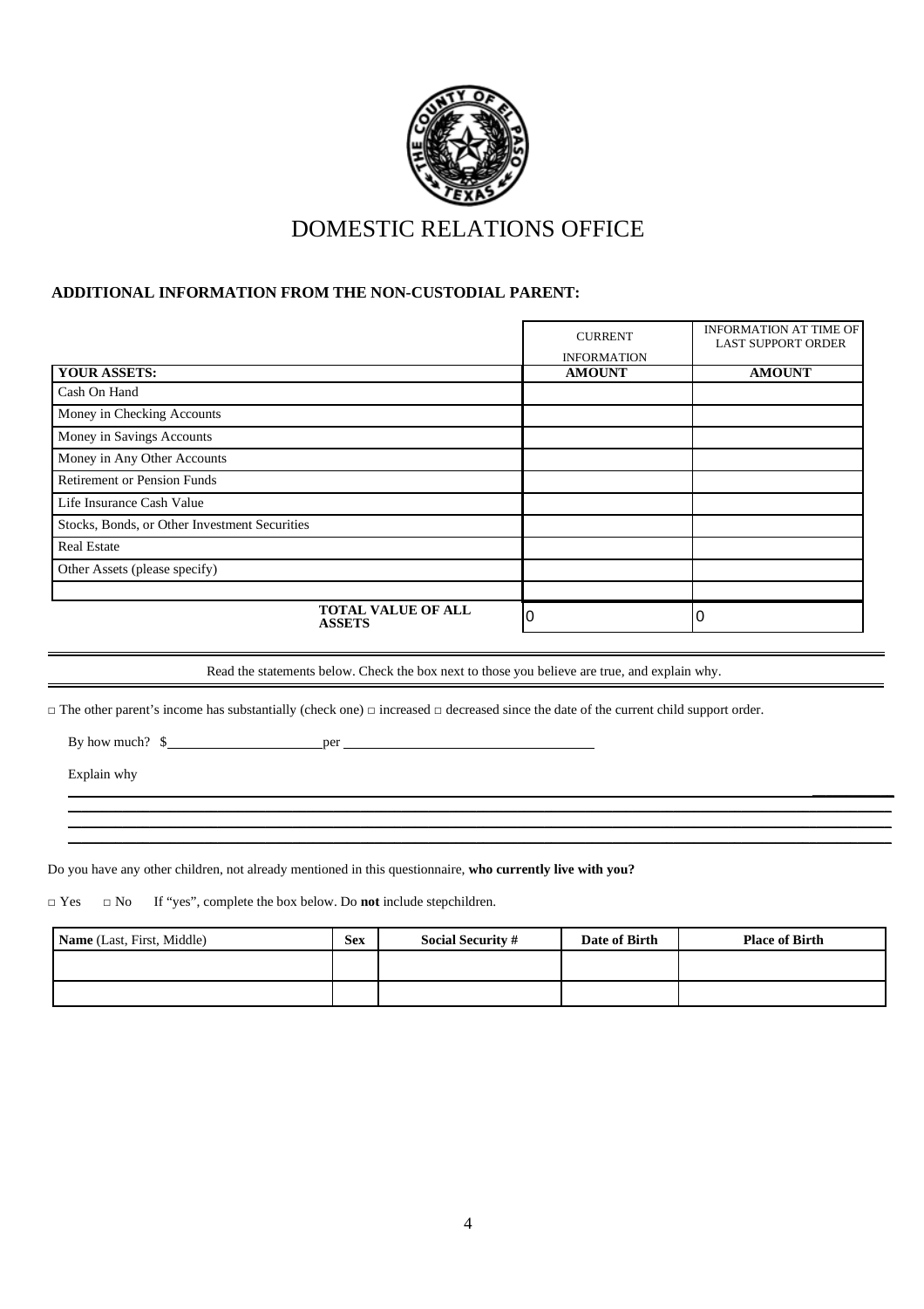# DOMESTIC RELATIONS OFFICE

**ADDITIONAL INFORMATION FROM THE NON-CUSTODIAL PARENT:**

| | CURRENT INFORMATION | INFORMATION AT TIME OF LAST SUPPORT ORDER |
|---|---|---|
| **YOUR ASSETS:** | **AMOUNT** | **AMOUNT** |
| Cash On Hand | | |
| Money in Checking Accounts | | |
| Money in Savings Accounts | | |
| Money in Any Other Accounts | | |
| Retirement or Pension Funds | | |
| Life Insurance Cash Value | | |
| Stocks, Bonds, or Other Investment Securities | | |
| Real Estate | | |
| Other Assets (please specify) | | |
| | | |
| **TOTAL VALUE OF ALL ASSETS** | 0 | 0 |

Read the statements below. Check the box next to those you believe are true, and explain why.

□ The other parent's income has substantially (check one) □ increased □ decreased since the date of the current child support order.

By how much? $______________________ per ____________________________________

Explain why ____________________________________________________________________________

________________________________________________________________________________________

________________________________________________________________________________________

________________________________________________________________________________________

Do you have any other children, not already mentioned in this questionnaire, **who currently live with you?**

□ Yes □ No If "yes", complete the box below. Do **not** include stepchildren.

| **Name** (Last, First, Middle) | **Sex** | **Social Security #** | **Date of Birth** | **Place of Birth** |
|---|---|---|---|---|
| | | | | |
| | | | | |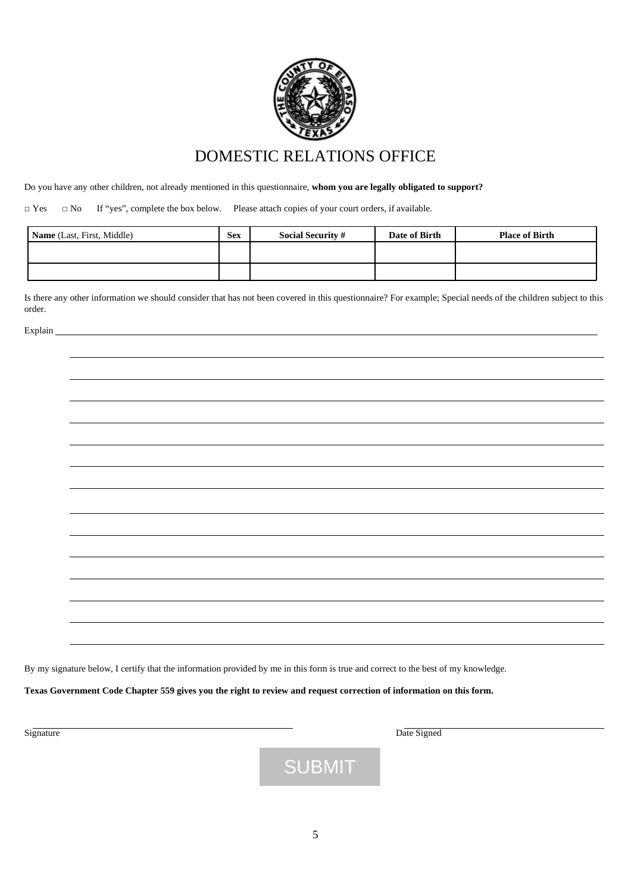# DOMESTIC RELATIONS OFFICE

Do you have any other children, not already mentioned in this questionnaire, **whom you are legally obligated to support?**

□ Yes □ No If "yes", complete the box below. Please attach copies of your court orders, if available.

| **Name** (Last, First, Middle) | **Sex** | **Social Security #** | **Date of Birth** | **Place of Birth** |
|---|---|---|---|---|
| | | | | |
| | | | | |

Is there any other information we should consider that has not been covered in this questionnaire? For example; Special needs of the children subject to this order.

Explain ____________________________________________

____________________________________________

____________________________________________

____________________________________________

____________________________________________

____________________________________________

____________________________________________

____________________________________________

____________________________________________

____________________________________________

____________________________________________

____________________________________________

____________________________________________

____________________________________________

____________________________________________

By my signature below, I certify that the information provided by me in this form is true and correct to the best of my knowledge.

**Texas Government Code Chapter 559 gives you the right to review and request correction of information on this form.**

____________________________ Signature

____________________________ Date Signed

SUBMIT